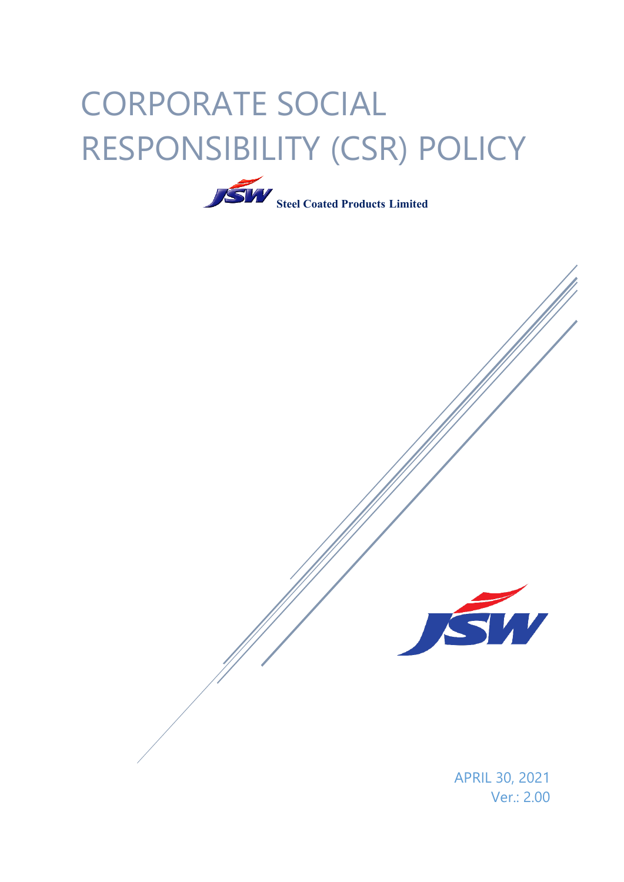# CORPORATE SOCIAL RESPONSIBILITY (CSR) POLICY

**Steel Coated Products Limited**

APRIL 30, 2021

Ver.: 2.00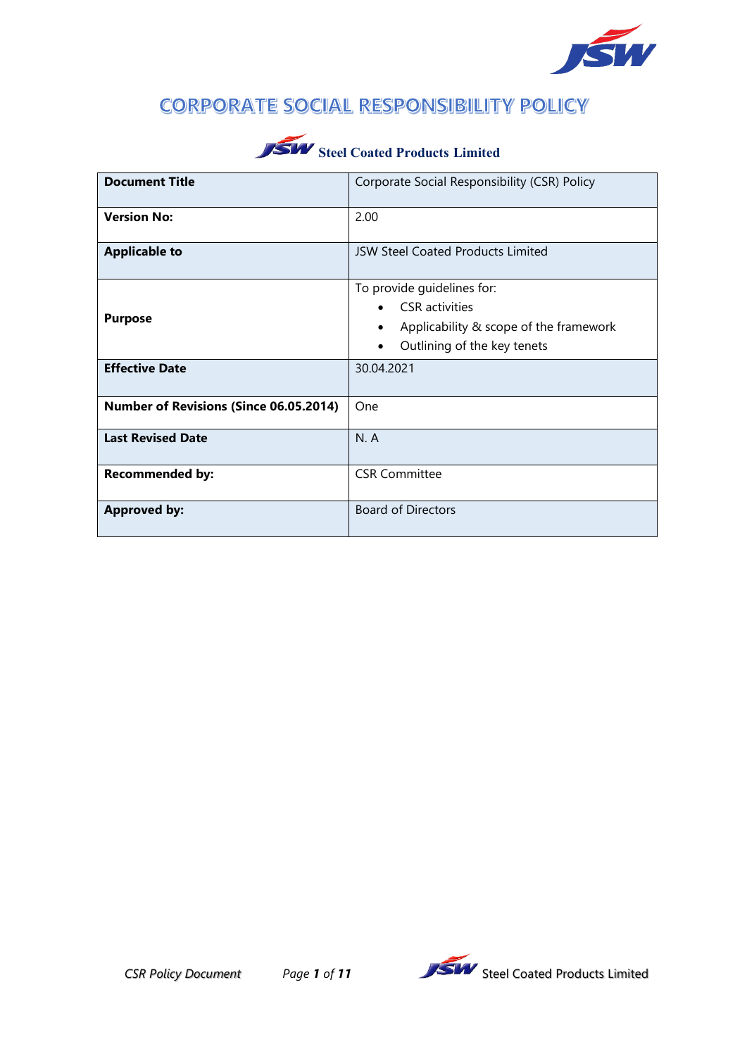# CORPORATE SOCIAL RESPONSIBILITY POLICY

**Steel Coated Products Limited**

| **Document Title** | Corporate Social Responsibility (CSR) Policy |
|---|---|
| **Version No:** | 2.00 |
| **Applicable to** | JSW Steel Coated Products Limited |
| **Purpose** | To provide guidelines for:<br>• CSR activities<br>• Applicability & scope of the framework<br>• Outlining of the key tenets |
| **Effective Date** | 30.04.2021 |
| **Number of Revisions (Since 06.05.2014)** | One |
| **Last Revised Date** | N. A |
| **Recommended by:** | CSR Committee |
| **Approved by:** | Board of Directors |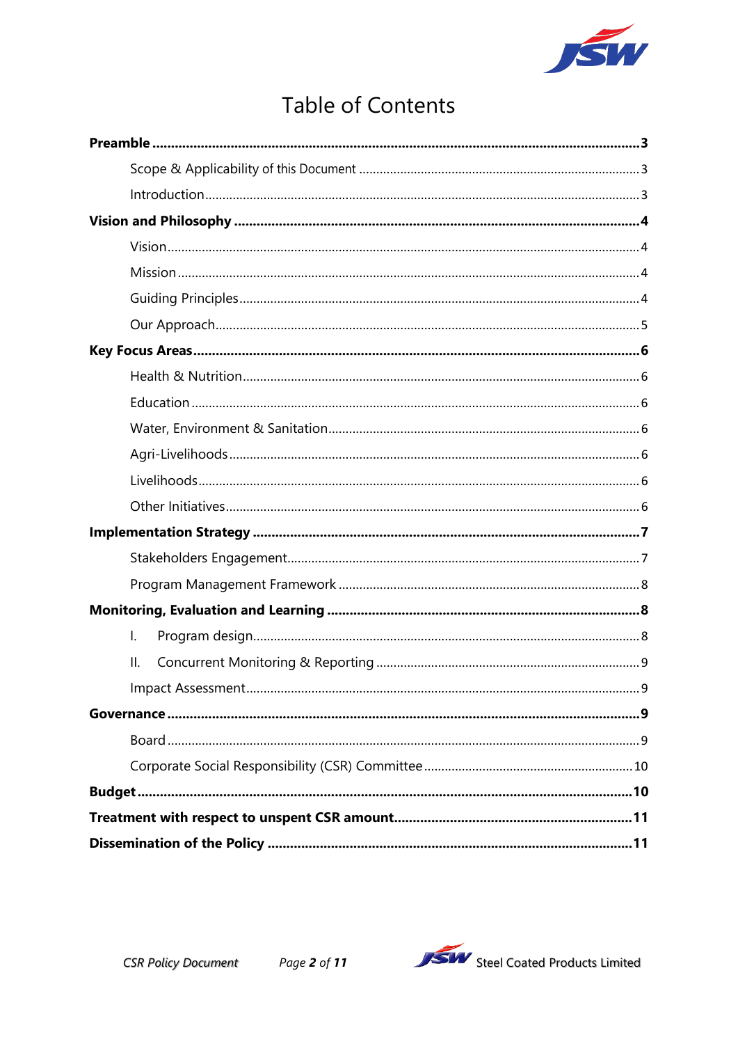# Table of Contents

**Preamble** ........ **3**

- Scope & Applicability of this Document ........ 3
- Introduction ........ 3

**Vision and Philosophy** ........ **4**

- Vision ........ 4
- Mission ........ 4
- Guiding Principles ........ 4
- Our Approach ........ 5

**Key Focus Areas** ........ **6**

- Health & Nutrition ........ 6
- Education ........ 6
- Water, Environment & Sanitation ........ 6
- Agri-Livelihoods ........ 6
- Livelihoods ........ 6
- Other Initiatives ........ 6

**Implementation Strategy** ........ **7**

- Stakeholders Engagement ........ 7
- Program Management Framework ........ 8

**Monitoring, Evaluation and Learning** ........ **8**

- I. Program design ........ 8
- II. Concurrent Monitoring & Reporting ........ 9
- Impact Assessment ........ 9

**Governance** ........ **9**

- Board ........ 9
- Corporate Social Responsibility (CSR) Committee ........ 10

**Budget** ........ **10**

**Treatment with respect to unspent CSR amount** ........ **11**

**Dissemination of the Policy** ........ **11**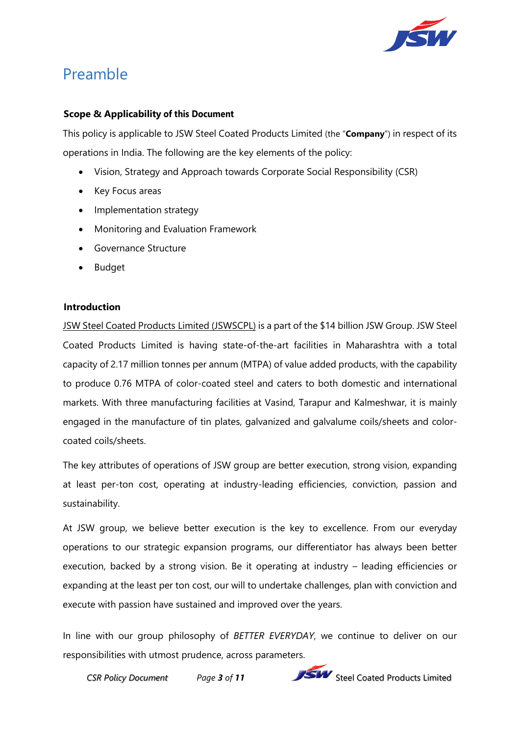# Preamble

**Scope & Applicability of this Document**

This policy is applicable to JSW Steel Coated Products Limited (the "**Company**") in respect of its operations in India. The following are the key elements of the policy:

- Vision, Strategy and Approach towards Corporate Social Responsibility (CSR)
- Key Focus areas
- Implementation strategy
- Monitoring and Evaluation Framework
- Governance Structure
- Budget

**Introduction**

JSW Steel Coated Products Limited (JSWSCPL) is a part of the $14 billion JSW Group. JSW Steel Coated Products Limited is having state-of-the-art facilities in Maharashtra with a total capacity of 2.17 million tonnes per annum (MTPA) of value added products, with the capability to produce 0.76 MTPA of color-coated steel and caters to both domestic and international markets. With three manufacturing facilities at Vasind, Tarapur and Kalmeshwar, it is mainly engaged in the manufacture of tin plates, galvanized and galvalume coils/sheets and color-coated coils/sheets.

The key attributes of operations of JSW group are better execution, strong vision, expanding at least per-ton cost, operating at industry-leading efficiencies, conviction, passion and sustainability.

At JSW group, we believe better execution is the key to excellence. From our everyday operations to our strategic expansion programs, our differentiator has always been better execution, backed by a strong vision. Be it operating at industry – leading efficiencies or expanding at the least per ton cost, our will to undertake challenges, plan with conviction and execute with passion have sustained and improved over the years.

In line with our group philosophy of *BETTER EVERYDAY*, we continue to deliver on our responsibilities with utmost prudence, across parameters.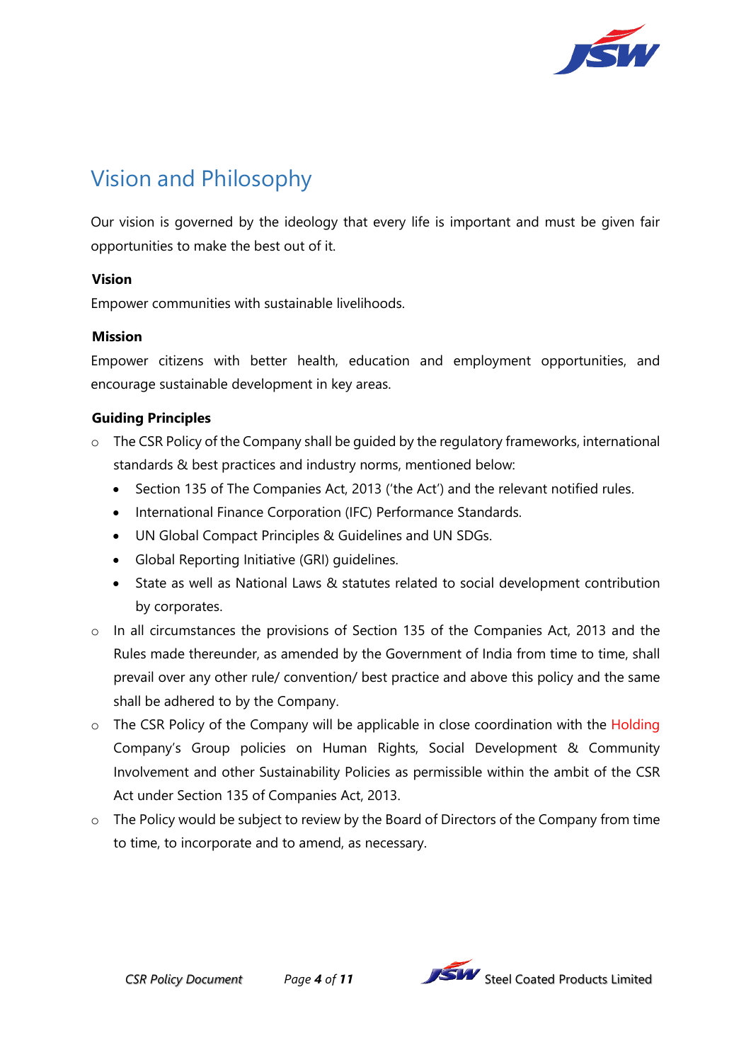# Vision and Philosophy

Our vision is governed by the ideology that every life is important and must be given fair opportunities to make the best out of it.

**Vision**

Empower communities with sustainable livelihoods.

**Mission**

Empower citizens with better health, education and employment opportunities, and encourage sustainable development in key areas.

**Guiding Principles**

- The CSR Policy of the Company shall be guided by the regulatory frameworks, international standards & best practices and industry norms, mentioned below:
  - Section 135 of The Companies Act, 2013 ('the Act') and the relevant notified rules.
  - International Finance Corporation (IFC) Performance Standards.
  - UN Global Compact Principles & Guidelines and UN SDGs.
  - Global Reporting Initiative (GRI) guidelines.
  - State as well as National Laws & statutes related to social development contribution by corporates.
- In all circumstances the provisions of Section 135 of the Companies Act, 2013 and the Rules made thereunder, as amended by the Government of India from time to time, shall prevail over any other rule/ convention/ best practice and above this policy and the same shall be adhered to by the Company.
- The CSR Policy of the Company will be applicable in close coordination with the Holding Company's Group policies on Human Rights, Social Development & Community Involvement and other Sustainability Policies as permissible within the ambit of the CSR Act under Section 135 of Companies Act, 2013.
- The Policy would be subject to review by the Board of Directors of the Company from time to time, to incorporate and to amend, as necessary.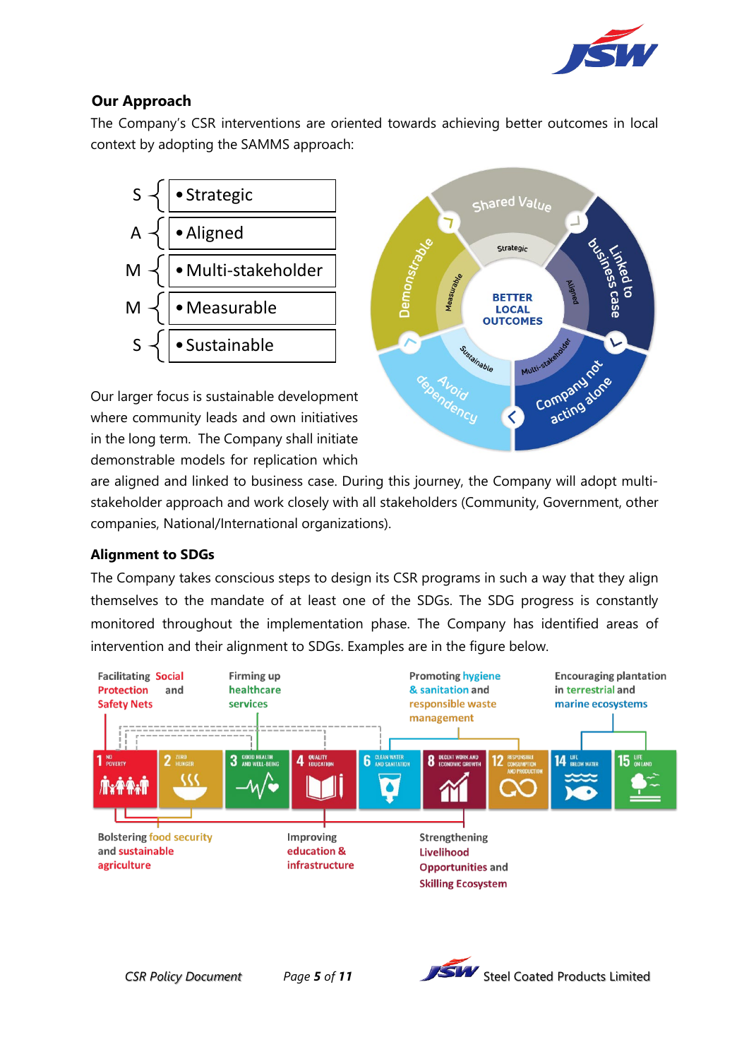## Our Approach

The Company's CSR interventions are oriented towards achieving better outcomes in local context by adopting the SAMMS approach:

- S – Strategic
- A – Aligned
- M – Multi-stakeholder
- M – Measurable
- S – Sustainable

Our larger focus is sustainable development where community leads and own initiatives in the long term. The Company shall initiate demonstrable models for replication which are aligned and linked to business case. During this journey, the Company will adopt multi-stakeholder approach and work closely with all stakeholders (Community, Government, other companies, National/International organizations).

## Alignment to SDGs

The Company takes conscious steps to design its CSR programs in such a way that they align themselves to the mandate of at least one of the SDGs. The SDG progress is constantly monitored throughout the implementation phase. The Company has identified areas of intervention and their alignment to SDGs. Examples are in the figure below.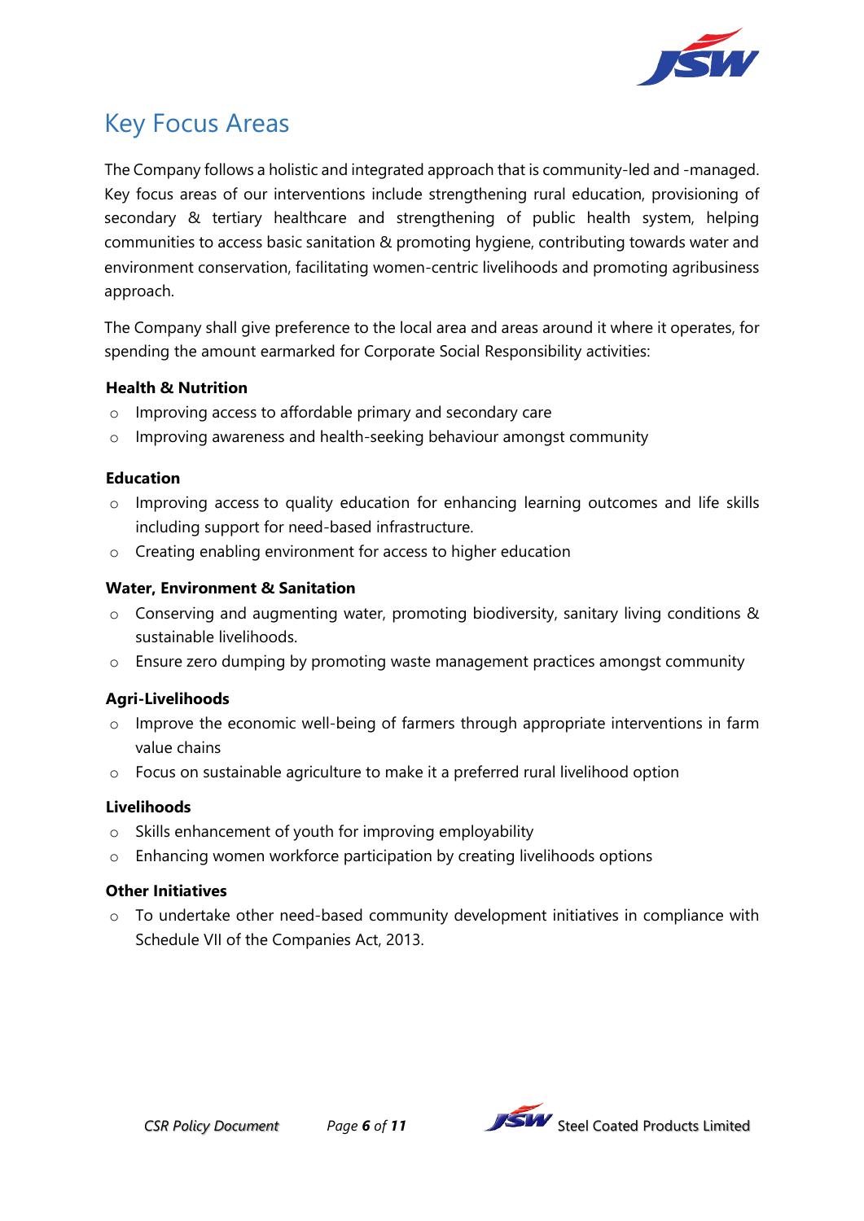# Key Focus Areas

The Company follows a holistic and integrated approach that is community-led and -managed. Key focus areas of our interventions include strengthening rural education, provisioning of secondary & tertiary healthcare and strengthening of public health system, helping communities to access basic sanitation & promoting hygiene, contributing towards water and environment conservation, facilitating women-centric livelihoods and promoting agribusiness approach.

The Company shall give preference to the local area and areas around it where it operates, for spending the amount earmarked for Corporate Social Responsibility activities:

**Health & Nutrition**

- Improving access to affordable primary and secondary care
- Improving awareness and health-seeking behaviour amongst community

**Education**

- Improving access to quality education for enhancing learning outcomes and life skills including support for need-based infrastructure.
- Creating enabling environment for access to higher education

**Water, Environment & Sanitation**

- Conserving and augmenting water, promoting biodiversity, sanitary living conditions & sustainable livelihoods.
- Ensure zero dumping by promoting waste management practices amongst community

**Agri-Livelihoods**

- Improve the economic well-being of farmers through appropriate interventions in farm value chains
- Focus on sustainable agriculture to make it a preferred rural livelihood option

**Livelihoods**

- Skills enhancement of youth for improving employability
- Enhancing women workforce participation by creating livelihoods options

**Other Initiatives**

- To undertake other need-based community development initiatives in compliance with Schedule VII of the Companies Act, 2013.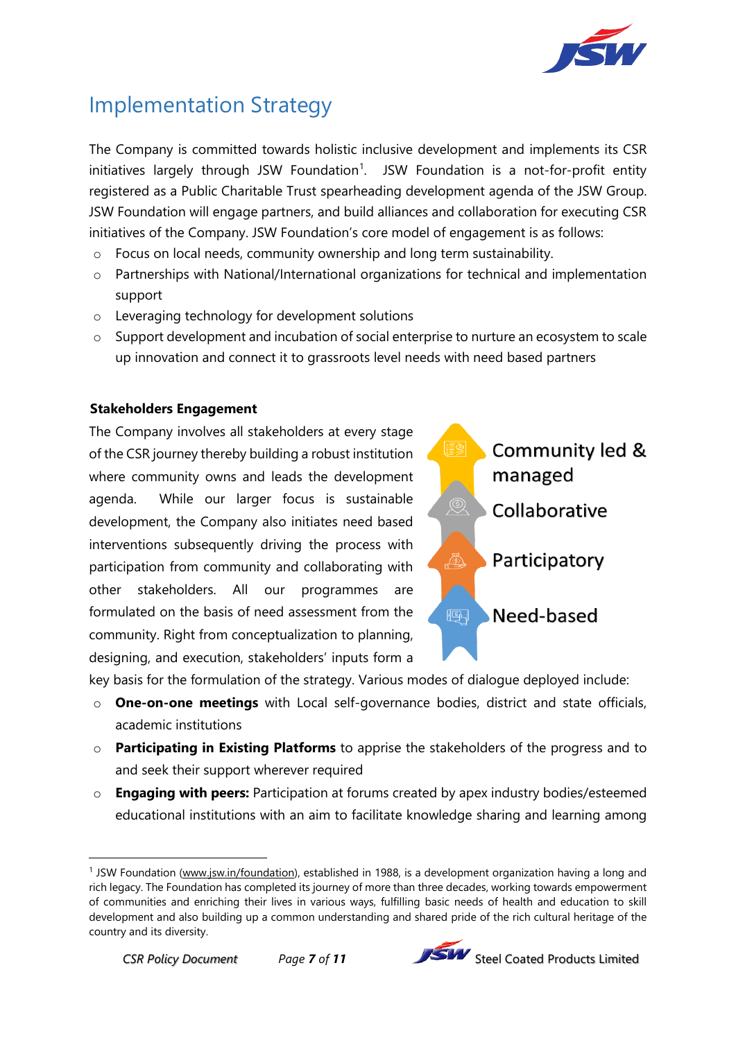## Implementation Strategy

The Company is committed towards holistic inclusive development and implements its CSR initiatives largely through JSW Foundation[1]. JSW Foundation is a not-for-profit entity registered as a Public Charitable Trust spearheading development agenda of the JSW Group. JSW Foundation will engage partners, and build alliances and collaboration for executing CSR initiatives of the Company. JSW Foundation's core model of engagement is as follows:

- Focus on local needs, community ownership and long term sustainability.
- Partnerships with National/International organizations for technical and implementation support
- Leveraging technology for development solutions
- Support development and incubation of social enterprise to nurture an ecosystem to scale up innovation and connect it to grassroots level needs with need based partners

**Stakeholders Engagement**

The Company involves all stakeholders at every stage of the CSR journey thereby building a robust institution where community owns and leads the development agenda. While our larger focus is sustainable development, the Company also initiates need based interventions subsequently driving the process with participation from community and collaborating with other stakeholders. All our programmes are formulated on the basis of need assessment from the community. Right from conceptualization to planning, designing, and execution, stakeholders' inputs form a key basis for the formulation of the strategy. Various modes of dialogue deployed include:

- Community led & managed
- Collaborative
- Participatory
- Need-based

- **One-on-one meetings** with Local self-governance bodies, district and state officials, academic institutions
- **Participating in Existing Platforms** to apprise the stakeholders of the progress and to and seek their support wherever required
- **Engaging with peers:** Participation at forums created by apex industry bodies/esteemed educational institutions with an aim to facilitate knowledge sharing and learning among

[1] JSW Foundation (www.jsw.in/foundation), established in 1988, is a development organization having a long and rich legacy. The Foundation has completed its journey of more than three decades, working towards empowerment of communities and enriching their lives in various ways, fulfilling basic needs of health and education to skill development and also building up a common understanding and shared pride of the rich cultural heritage of the country and its diversity.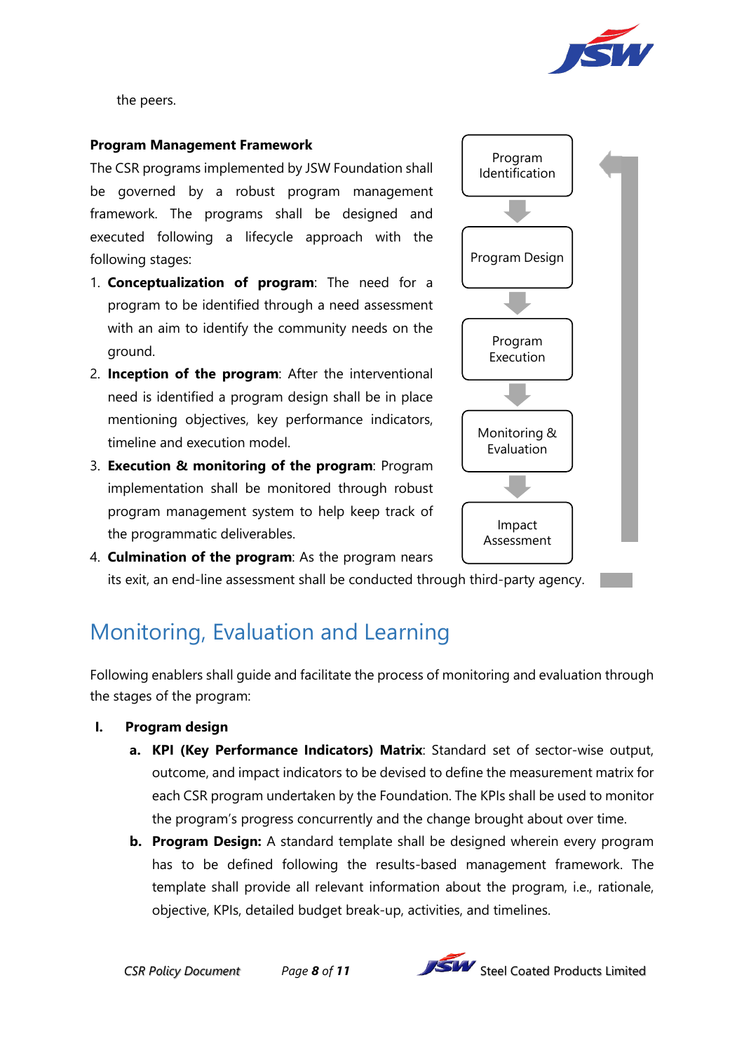the peers.

**Program Management Framework**

The CSR programs implemented by JSW Foundation shall be governed by a robust program management framework. The programs shall be designed and executed following a lifecycle approach with the following stages:

1. **Conceptualization of program**: The need for a program to be identified through a need assessment with an aim to identify the community needs on the ground.
2. **Inception of the program**: After the interventional need is identified a program design shall be in place mentioning objectives, key performance indicators, timeline and execution model.
3. **Execution & monitoring of the program**: Program implementation shall be monitored through robust program management system to help keep track of the programmatic deliverables.
4. **Culmination of the program**: As the program nears its exit, an end-line assessment shall be conducted through third-party agency.

Program Identification → Program Design → Program Execution → Monitoring & Evaluation → Impact Assessment

## Monitoring, Evaluation and Learning

Following enablers shall guide and facilitate the process of monitoring and evaluation through the stages of the program:

**I. Program design**

a. **KPI (Key Performance Indicators) Matrix**: Standard set of sector-wise output, outcome, and impact indicators to be devised to define the measurement matrix for each CSR program undertaken by the Foundation. The KPIs shall be used to monitor the program's progress concurrently and the change brought about over time.

b. **Program Design:** A standard template shall be designed wherein every program has to be defined following the results-based management framework. The template shall provide all relevant information about the program, i.e., rationale, objective, KPIs, detailed budget break-up, activities, and timelines.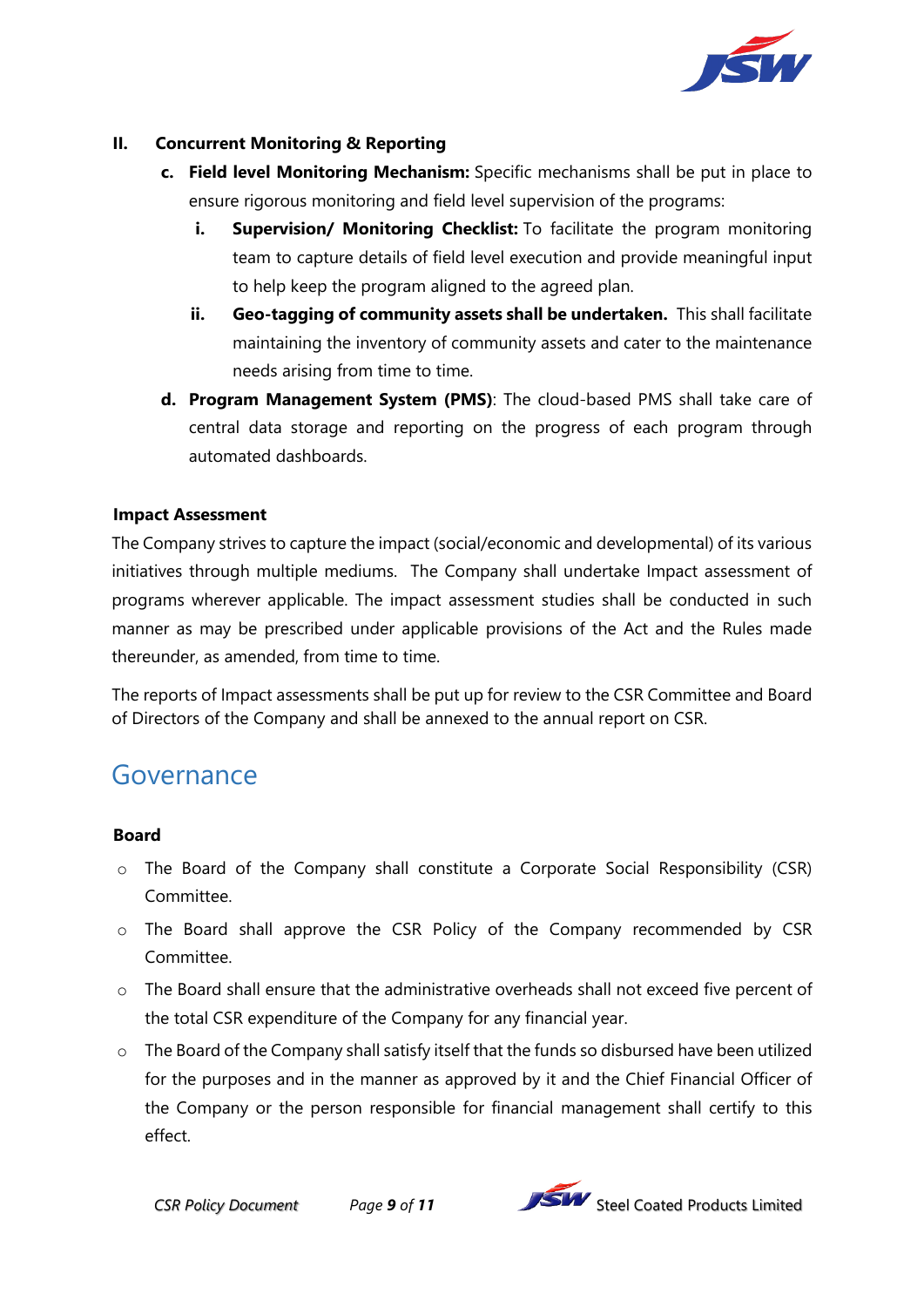## II. Concurrent Monitoring & Reporting

c. **Field level Monitoring Mechanism:** Specific mechanisms shall be put in place to ensure rigorous monitoring and field level supervision of the programs:

   i. **Supervision/ Monitoring Checklist:** To facilitate the program monitoring team to capture details of field level execution and provide meaningful input to help keep the program aligned to the agreed plan.

   ii. **Geo-tagging of community assets shall be undertaken.** This shall facilitate maintaining the inventory of community assets and cater to the maintenance needs arising from time to time.

d. **Program Management System (PMS)**: The cloud-based PMS shall take care of central data storage and reporting on the progress of each program through automated dashboards.

**Impact Assessment**

The Company strives to capture the impact (social/economic and developmental) of its various initiatives through multiple mediums. The Company shall undertake Impact assessment of programs wherever applicable. The impact assessment studies shall be conducted in such manner as may be prescribed under applicable provisions of the Act and the Rules made thereunder, as amended, from time to time.

The reports of Impact assessments shall be put up for review to the CSR Committee and Board of Directors of the Company and shall be annexed to the annual report on CSR.

# Governance

**Board**

- The Board of the Company shall constitute a Corporate Social Responsibility (CSR) Committee.
- The Board shall approve the CSR Policy of the Company recommended by CSR Committee.
- The Board shall ensure that the administrative overheads shall not exceed five percent of the total CSR expenditure of the Company for any financial year.
- The Board of the Company shall satisfy itself that the funds so disbursed have been utilized for the purposes and in the manner as approved by it and the Chief Financial Officer of the Company or the person responsible for financial management shall certify to this effect.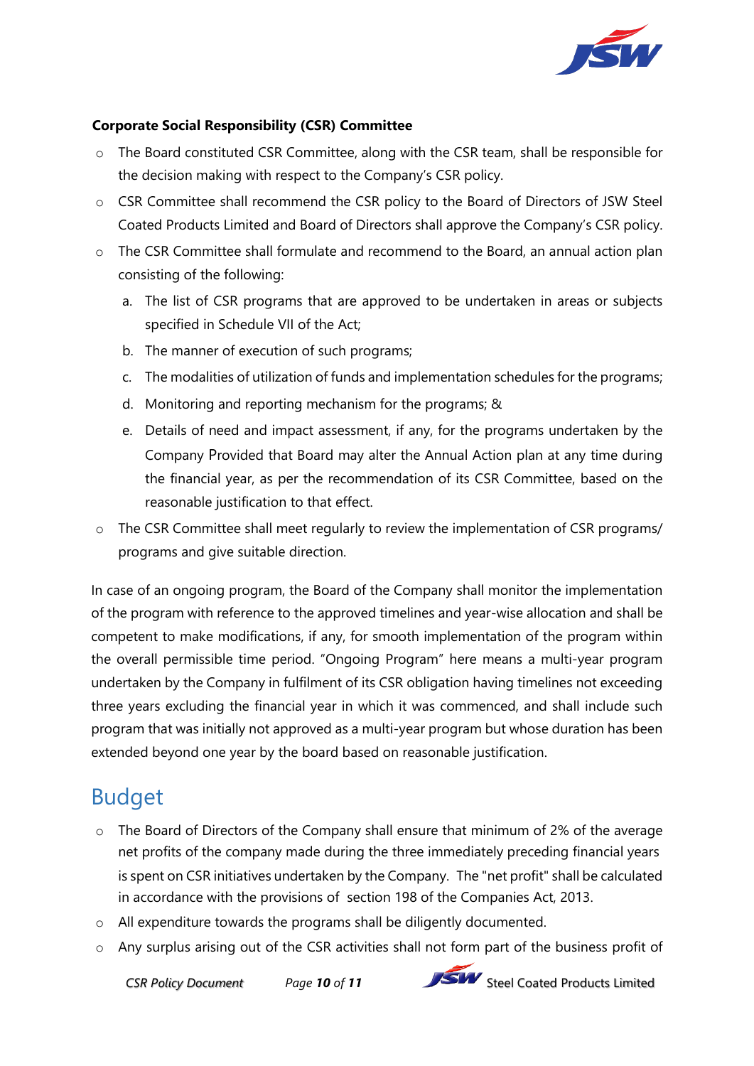**Corporate Social Responsibility (CSR) Committee**

- The Board constituted CSR Committee, along with the CSR team, shall be responsible for the decision making with respect to the Company's CSR policy.
- CSR Committee shall recommend the CSR policy to the Board of Directors of JSW Steel Coated Products Limited and Board of Directors shall approve the Company's CSR policy.
- The CSR Committee shall formulate and recommend to the Board, an annual action plan consisting of the following:
  a. The list of CSR programs that are approved to be undertaken in areas or subjects specified in Schedule VII of the Act;
  b. The manner of execution of such programs;
  c. The modalities of utilization of funds and implementation schedules for the programs;
  d. Monitoring and reporting mechanism for the programs; &
  e. Details of need and impact assessment, if any, for the programs undertaken by the Company Provided that Board may alter the Annual Action plan at any time during the financial year, as per the recommendation of its CSR Committee, based on the reasonable justification to that effect.
- The CSR Committee shall meet regularly to review the implementation of CSR programs/ programs and give suitable direction.

In case of an ongoing program, the Board of the Company shall monitor the implementation of the program with reference to the approved timelines and year-wise allocation and shall be competent to make modifications, if any, for smooth implementation of the program within the overall permissible time period. "Ongoing Program" here means a multi-year program undertaken by the Company in fulfilment of its CSR obligation having timelines not exceeding three years excluding the financial year in which it was commenced, and shall include such program that was initially not approved as a multi-year program but whose duration has been extended beyond one year by the board based on reasonable justification.

## Budget

- The Board of Directors of the Company shall ensure that minimum of 2% of the average net profits of the company made during the three immediately preceding financial years is spent on CSR initiatives undertaken by the Company. The "net profit" shall be calculated in accordance with the provisions of section 198 of the Companies Act, 2013.
- All expenditure towards the programs shall be diligently documented.
- Any surplus arising out of the CSR activities shall not form part of the business profit of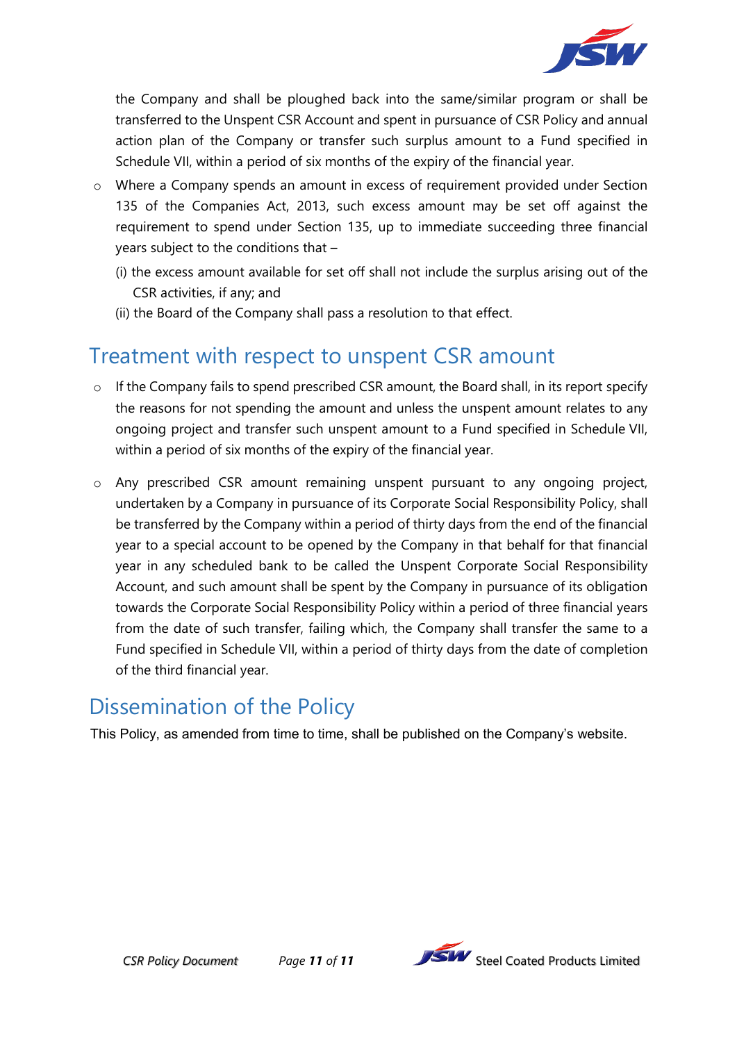the Company and shall be ploughed back into the same/similar program or shall be transferred to the Unspent CSR Account and spent in pursuance of CSR Policy and annual action plan of the Company or transfer such surplus amount to a Fund specified in Schedule VII, within a period of six months of the expiry of the financial year.

- Where a Company spends an amount in excess of requirement provided under Section 135 of the Companies Act, 2013, such excess amount may be set off against the requirement to spend under Section 135, up to immediate succeeding three financial years subject to the conditions that –

  (i) the excess amount available for set off shall not include the surplus arising out of the CSR activities, if any; and

  (ii) the Board of the Company shall pass a resolution to that effect.

## Treatment with respect to unspent CSR amount

- If the Company fails to spend prescribed CSR amount, the Board shall, in its report specify the reasons for not spending the amount and unless the unspent amount relates to any ongoing project and transfer such unspent amount to a Fund specified in Schedule VII, within a period of six months of the expiry of the financial year.

- Any prescribed CSR amount remaining unspent pursuant to any ongoing project, undertaken by a Company in pursuance of its Corporate Social Responsibility Policy, shall be transferred by the Company within a period of thirty days from the end of the financial year to a special account to be opened by the Company in that behalf for that financial year in any scheduled bank to be called the Unspent Corporate Social Responsibility Account, and such amount shall be spent by the Company in pursuance of its obligation towards the Corporate Social Responsibility Policy within a period of three financial years from the date of such transfer, failing which, the Company shall transfer the same to a Fund specified in Schedule VII, within a period of thirty days from the date of completion of the third financial year.

## Dissemination of the Policy

This Policy, as amended from time to time, shall be published on the Company's website.